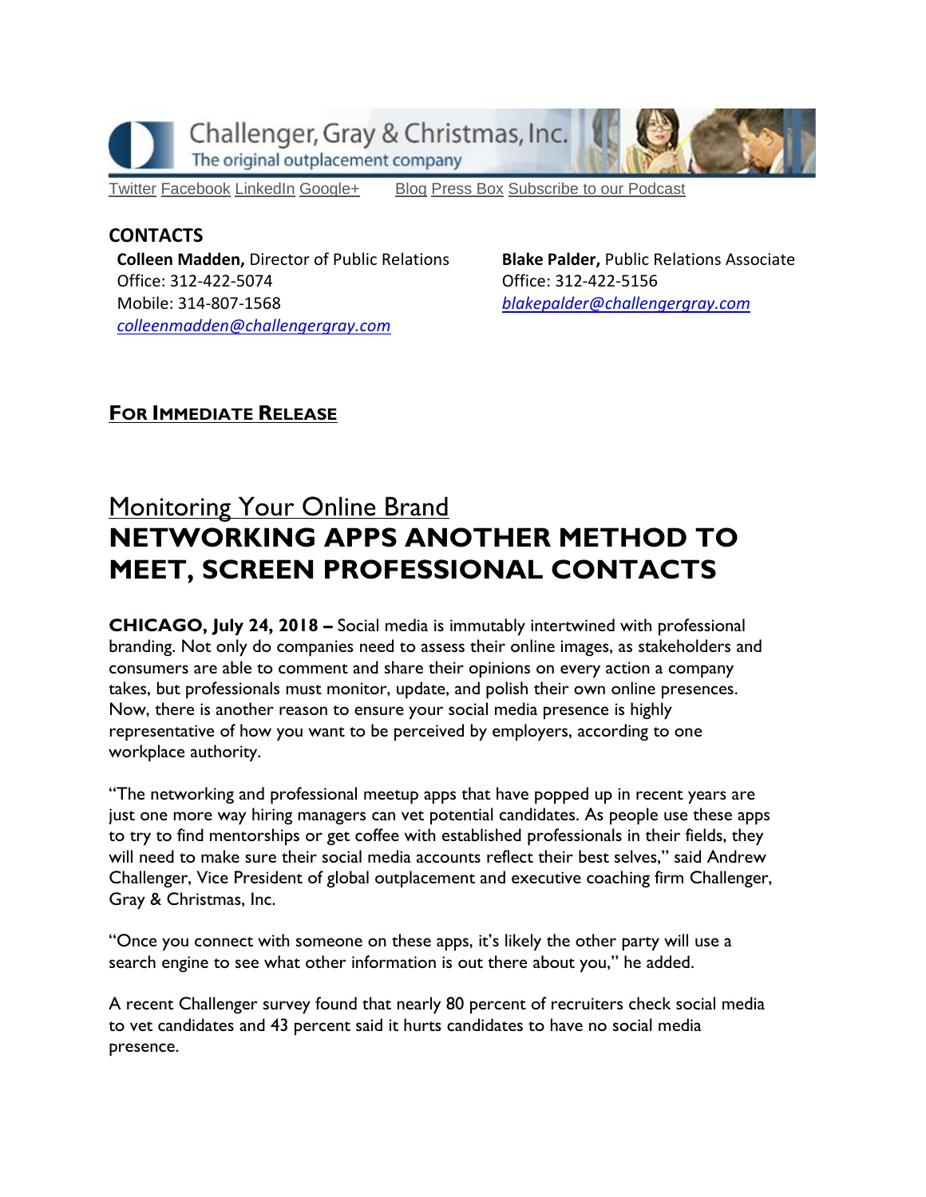Challenger, Gray & Christmas, Inc.
The original outplacement company

Twitter Facebook LinkedIn Google+ Blog Press Box Subscribe to our Podcast

**CONTACTS**

**Colleen Madden,** Director of Public Relations
Office: 312-422-5074
Mobile: 314-807-1568
*colleenmadden@challengergray.com*

**Blake Palder,** Public Relations Associate
Office: 312-422-5156
*blakepalder@challengergray.com*

**FOR IMMEDIATE RELEASE**

## Monitoring Your Online Brand
# NETWORKING APPS ANOTHER METHOD TO MEET, SCREEN PROFESSIONAL CONTACTS

**CHICAGO, July 24, 2018 –** Social media is immutably intertwined with professional branding. Not only do companies need to assess their online images, as stakeholders and consumers are able to comment and share their opinions on every action a company takes, but professionals must monitor, update, and polish their own online presences. Now, there is another reason to ensure your social media presence is highly representative of how you want to be perceived by employers, according to one workplace authority.

"The networking and professional meetup apps that have popped up in recent years are just one more way hiring managers can vet potential candidates. As people use these apps to try to find mentorships or get coffee with established professionals in their fields, they will need to make sure their social media accounts reflect their best selves," said Andrew Challenger, Vice President of global outplacement and executive coaching firm Challenger, Gray & Christmas, Inc.

"Once you connect with someone on these apps, it's likely the other party will use a search engine to see what other information is out there about you," he added.

A recent Challenger survey found that nearly 80 percent of recruiters check social media to vet candidates and 43 percent said it hurts candidates to have no social media presence.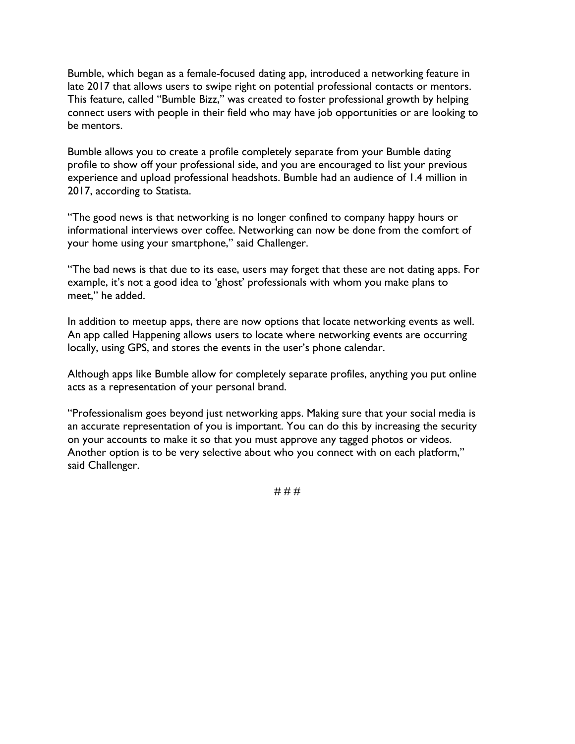Bumble, which began as a female-focused dating app, introduced a networking feature in late 2017 that allows users to swipe right on potential professional contacts or mentors. This feature, called "Bumble Bizz," was created to foster professional growth by helping connect users with people in their field who may have job opportunities or are looking to be mentors.

Bumble allows you to create a profile completely separate from your Bumble dating profile to show off your professional side, and you are encouraged to list your previous experience and upload professional headshots. Bumble had an audience of 1.4 million in 2017, according to Statista.

"The good news is that networking is no longer confined to company happy hours or informational interviews over coffee. Networking can now be done from the comfort of your home using your smartphone," said Challenger.

"The bad news is that due to its ease, users may forget that these are not dating apps. For example, it's not a good idea to 'ghost' professionals with whom you make plans to meet," he added.

In addition to meetup apps, there are now options that locate networking events as well. An app called Happening allows users to locate where networking events are occurring locally, using GPS, and stores the events in the user's phone calendar.

Although apps like Bumble allow for completely separate profiles, anything you put online acts as a representation of your personal brand.

"Professionalism goes beyond just networking apps. Making sure that your social media is an accurate representation of you is important. You can do this by increasing the security on your accounts to make it so that you must approve any tagged photos or videos. Another option is to be very selective about who you connect with on each platform," said Challenger.

# # #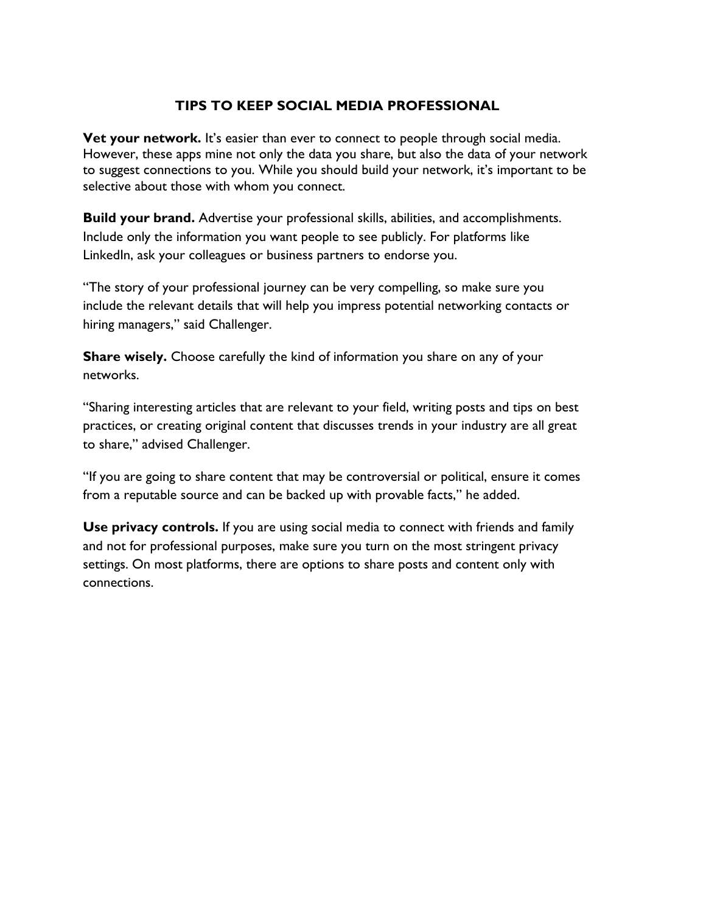## TIPS TO KEEP SOCIAL MEDIA PROFESSIONAL

**Vet your network.** It's easier than ever to connect to people through social media. However, these apps mine not only the data you share, but also the data of your network to suggest connections to you. While you should build your network, it's important to be selective about those with whom you connect.

**Build your brand.** Advertise your professional skills, abilities, and accomplishments. Include only the information you want people to see publicly. For platforms like LinkedIn, ask your colleagues or business partners to endorse you.

"The story of your professional journey can be very compelling, so make sure you include the relevant details that will help you impress potential networking contacts or hiring managers," said Challenger.

**Share wisely.** Choose carefully the kind of information you share on any of your networks.

"Sharing interesting articles that are relevant to your field, writing posts and tips on best practices, or creating original content that discusses trends in your industry are all great to share," advised Challenger.

"If you are going to share content that may be controversial or political, ensure it comes from a reputable source and can be backed up with provable facts," he added.

**Use privacy controls.** If you are using social media to connect with friends and family and not for professional purposes, make sure you turn on the most stringent privacy settings. On most platforms, there are options to share posts and content only with connections.